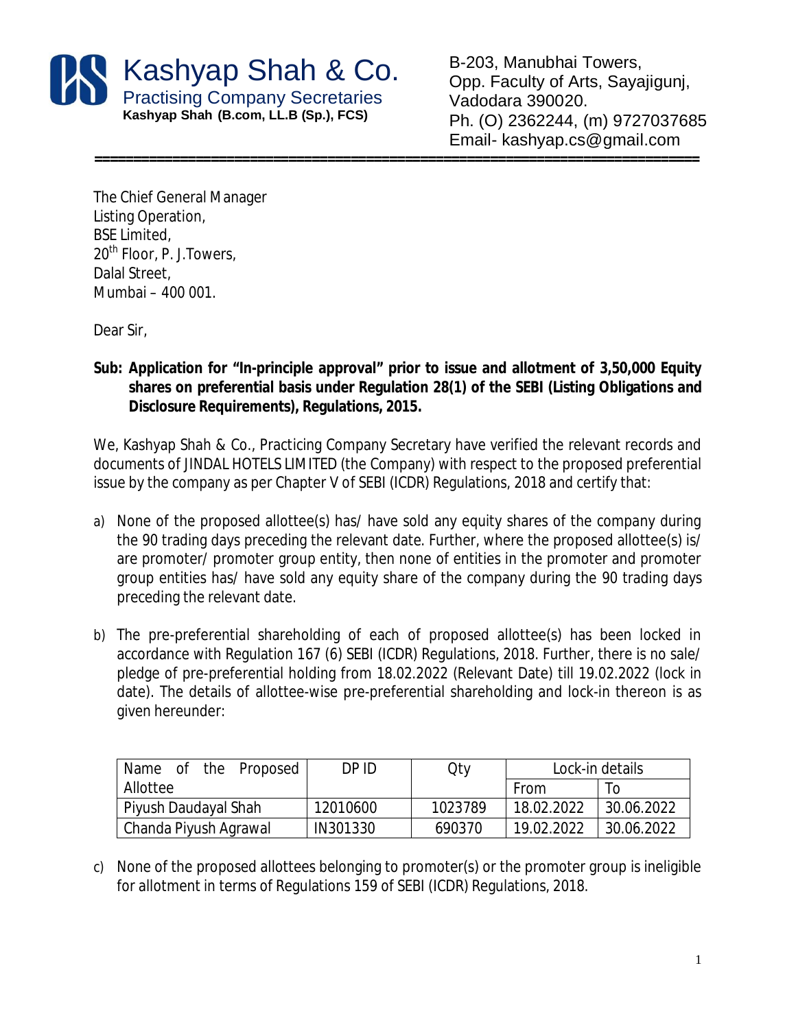# Kashyap Shah & Co.

Practising Company Secretaries

**Kashyap Shah (B.com, LL.B (Sp.), FCS)**

B-203, Manubhai Towers,
Opp. Faculty of Arts, Sayajigunj,
Vadodara 390020.
Ph. (O) 2362244, (m) 9727037685
Email- kashyap.cs@gmail.com

---

The Chief General Manager
Listing Operation,
BSE Limited,
20th Floor, P. J.Towers,
Dalal Street,
Mumbai – 400 001.

Dear Sir,

**Sub: Application for "In-principle approval" prior to issue and allotment of 3,50,000 Equity shares on preferential basis under Regulation 28(1) of the SEBI (Listing Obligations and Disclosure Requirements), Regulations, 2015.**

We, Kashyap Shah & Co., Practicing Company Secretary have verified the relevant records and documents of JINDAL HOTELS LIMITED (the Company) with respect to the proposed preferential issue by the company as per Chapter V of SEBI (ICDR) Regulations, 2018 and certify that:

a) None of the proposed allottee(s) has/ have sold any equity shares of the company during the 90 trading days preceding the relevant date. Further, where the proposed allottee(s) is/ are promoter/ promoter group entity, then none of entities in the promoter and promoter group entities has/ have sold any equity share of the company during the 90 trading days preceding the relevant date.

b) The pre-preferential shareholding of each of proposed allottee(s) has been locked in accordance with Regulation 167 (6) SEBI (ICDR) Regulations, 2018. Further, there is no sale/ pledge of pre-preferential holding from 18.02.2022 (Relevant Date) till 19.02.2022 (lock in date). The details of allottee-wise pre-preferential shareholding and lock-in thereon is as given hereunder:

| Name of the Proposed Allottee | DP ID | Qty | Lock-in details | |
|---|---|---|---|---|
| | | | From | To |
| Piyush Daudayal Shah | 12010600 | 1023789 | 18.02.2022 | 30.06.2022 |
| Chanda Piyush Agrawal | IN301330 | 690370 | 19.02.2022 | 30.06.2022 |

c) None of the proposed allottees belonging to promoter(s) or the promoter group is ineligible for allotment in terms of Regulations 159 of SEBI (ICDR) Regulations, 2018.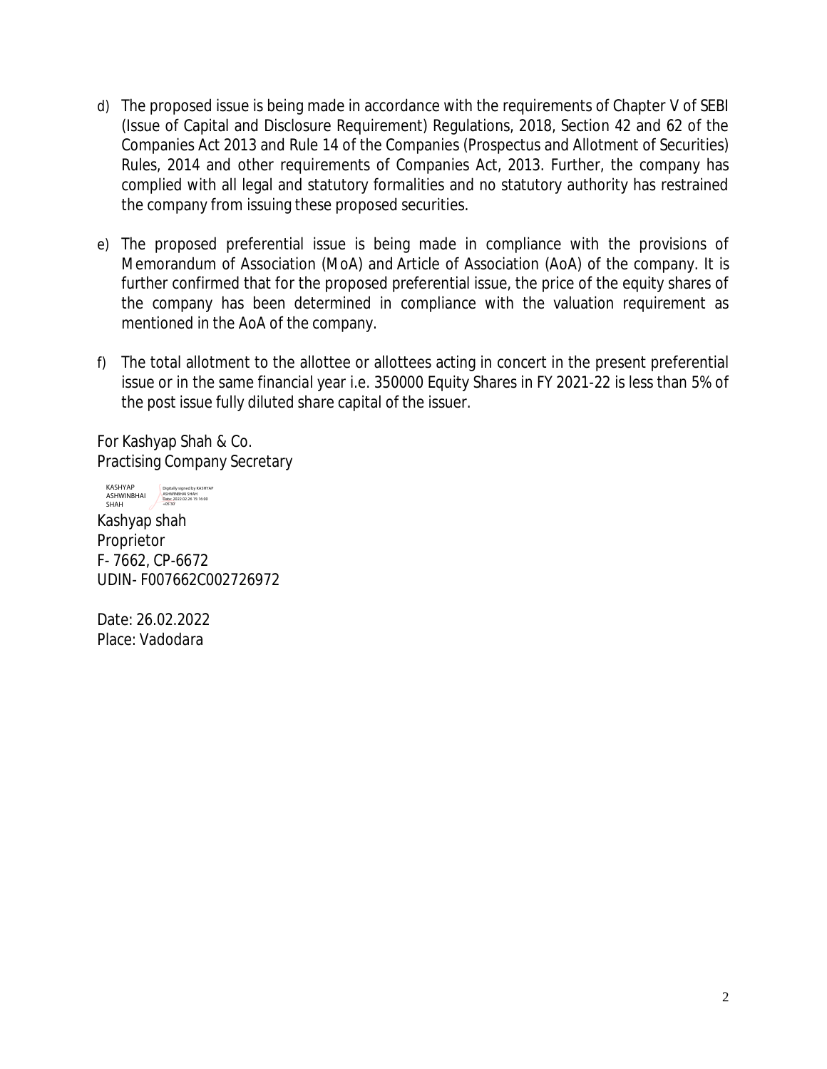d) The proposed issue is being made in accordance with the requirements of Chapter V of SEBI (Issue of Capital and Disclosure Requirement) Regulations, 2018, Section 42 and 62 of the Companies Act 2013 and Rule 14 of the Companies (Prospectus and Allotment of Securities) Rules, 2014 and other requirements of Companies Act, 2013. Further, the company has complied with all legal and statutory formalities and no statutory authority has restrained the company from issuing these proposed securities.

e) The proposed preferential issue is being made in compliance with the provisions of Memorandum of Association (MoA) and Article of Association (AoA) of the company. It is further confirmed that for the proposed preferential issue, the price of the equity shares of the company has been determined in compliance with the valuation requirement as mentioned in the AoA of the company.

f) The total allotment to the allottee or allottees acting in concert in the present preferential issue or in the same financial year i.e. 350000 Equity Shares in FY 2021-22 is less than 5% of the post issue fully diluted share capital of the issuer.

For Kashyap Shah & Co.
Practising Company Secretary

KASHYAP ASHWINBHAI SHAH
Digitally signed by KASHYAP ASHWINBHAI SHAH
Date: 2022.02.26 15:16:00 +05'30'

Kashyap shah
Proprietor
F- 7662, CP-6672
UDIN- F007662C002726972

Date: 26.02.2022
Place: Vadodara